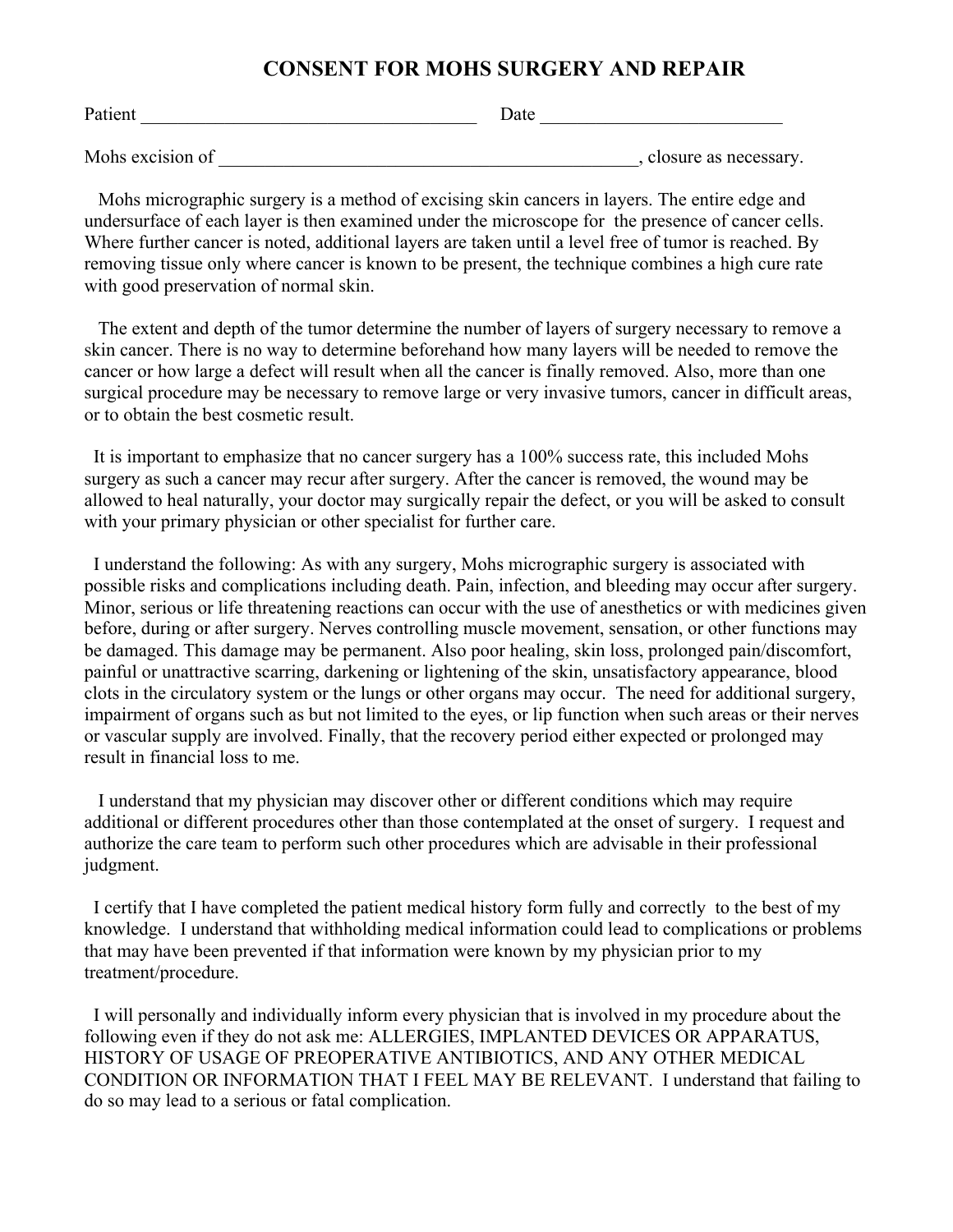# CONSENT FOR MOHS SURGERY AND REPAIR

Patient _________________________________ Date ________________________

Mohs excision of __________________________________________, closure as necessary.

Mohs micrographic surgery is a method of excising skin cancers in layers. The entire edge and undersurface of each layer is then examined under the microscope for the presence of cancer cells. Where further cancer is noted, additional layers are taken until a level free of tumor is reached. By removing tissue only where cancer is known to be present, the technique combines a high cure rate with good preservation of normal skin.

The extent and depth of the tumor determine the number of layers of surgery necessary to remove a skin cancer. There is no way to determine beforehand how many layers will be needed to remove the cancer or how large a defect will result when all the cancer is finally removed. Also, more than one surgical procedure may be necessary to remove large or very invasive tumors, cancer in difficult areas, or to obtain the best cosmetic result.

It is important to emphasize that no cancer surgery has a 100% success rate, this included Mohs surgery as such a cancer may recur after surgery. After the cancer is removed, the wound may be allowed to heal naturally, your doctor may surgically repair the defect, or you will be asked to consult with your primary physician or other specialist for further care.

I understand the following: As with any surgery, Mohs micrographic surgery is associated with possible risks and complications including death. Pain, infection, and bleeding may occur after surgery. Minor, serious or life threatening reactions can occur with the use of anesthetics or with medicines given before, during or after surgery. Nerves controlling muscle movement, sensation, or other functions may be damaged. This damage may be permanent. Also poor healing, skin loss, prolonged pain/discomfort, painful or unattractive scarring, darkening or lightening of the skin, unsatisfactory appearance, blood clots in the circulatory system or the lungs or other organs may occur. The need for additional surgery, impairment of organs such as but not limited to the eyes, or lip function when such areas or their nerves or vascular supply are involved. Finally, that the recovery period either expected or prolonged may result in financial loss to me.

I understand that my physician may discover other or different conditions which may require additional or different procedures other than those contemplated at the onset of surgery. I request and authorize the care team to perform such other procedures which are advisable in their professional judgment.

I certify that I have completed the patient medical history form fully and correctly to the best of my knowledge. I understand that withholding medical information could lead to complications or problems that may have been prevented if that information were known by my physician prior to my treatment/procedure.

I will personally and individually inform every physician that is involved in my procedure about the following even if they do not ask me: ALLERGIES, IMPLANTED DEVICES OR APPARATUS, HISTORY OF USAGE OF PREOPERATIVE ANTIBIOTICS, AND ANY OTHER MEDICAL CONDITION OR INFORMATION THAT I FEEL MAY BE RELEVANT. I understand that failing to do so may lead to a serious or fatal complication.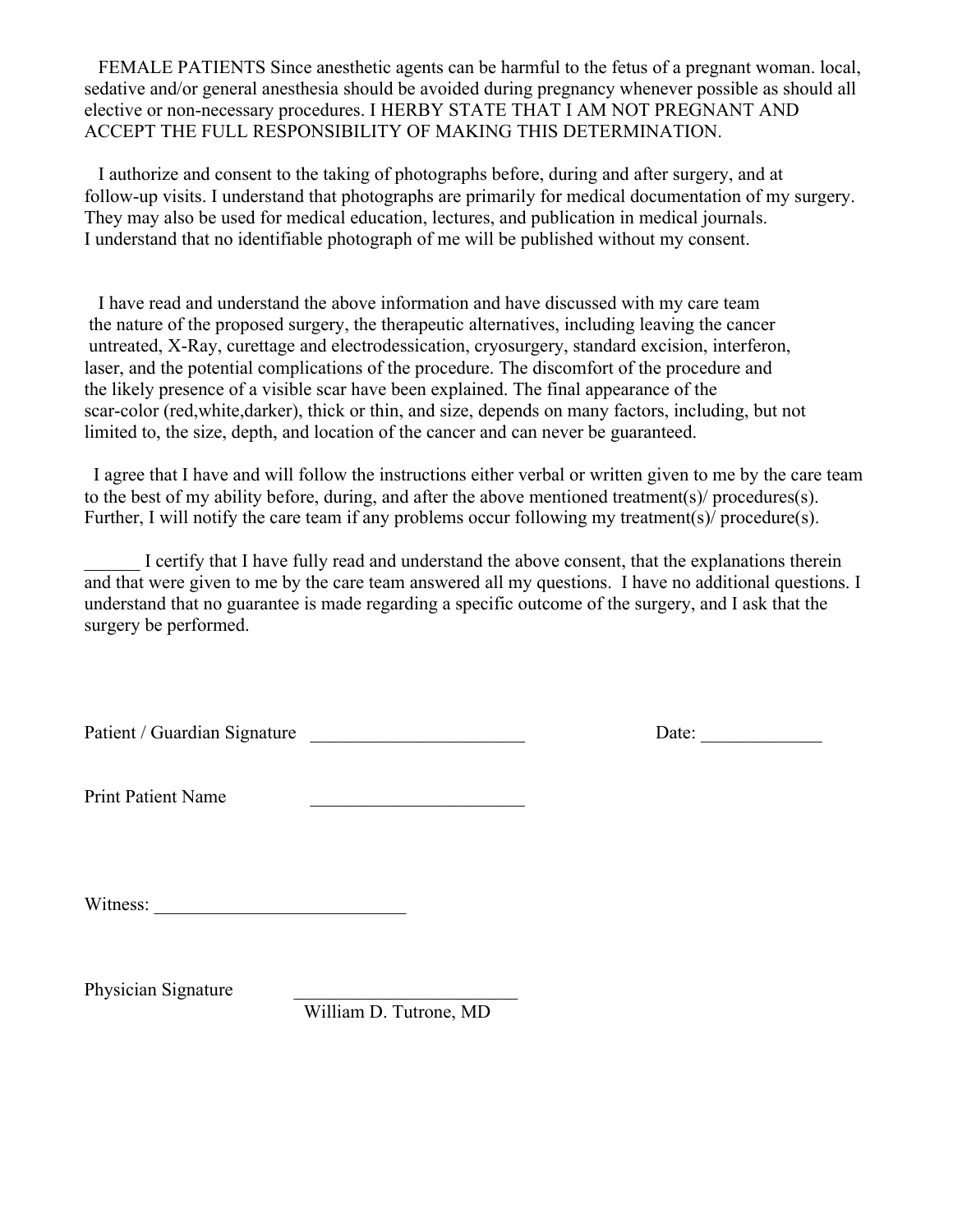FEMALE PATIENTS Since anesthetic agents can be harmful to the fetus of a pregnant woman. local, sedative and/or general anesthesia should be avoided during pregnancy whenever possible as should all elective or non-necessary procedures. I HERBY STATE THAT I AM NOT PREGNANT AND ACCEPT THE FULL RESPONSIBILITY OF MAKING THIS DETERMINATION.

I authorize and consent to the taking of photographs before, during and after surgery, and at follow-up visits. I understand that photographs are primarily for medical documentation of my surgery. They may also be used for medical education, lectures, and publication in medical journals. I understand that no identifiable photograph of me will be published without my consent.

I have read and understand the above information and have discussed with my care team the nature of the proposed surgery, the therapeutic alternatives, including leaving the cancer untreated, X-Ray, curettage and electrodessication, cryosurgery, standard excision, interferon, laser, and the potential complications of the procedure. The discomfort of the procedure and the likely presence of a visible scar have been explained. The final appearance of the scar-color (red,white,darker), thick or thin, and size, depends on many factors, including, but not limited to, the size, depth, and location of the cancer and can never be guaranteed.

I agree that I have and will follow the instructions either verbal or written given to me by the care team to the best of my ability before, during, and after the above mentioned treatment(s)/ procedures(s). Further, I will notify the care team if any problems occur following my treatment(s)/ procedure(s).

______ I certify that I have fully read and understand the above consent, that the explanations therein and that were given to me by the care team answered all my questions. I have no additional questions. I understand that no guarantee is made regarding a specific outcome of the surgery, and I ask that the surgery be performed.

Patient / Guardian Signature _______________________ Date: _____________

Print Patient Name _______________________

Witness: ___________________________

Physician Signature _______________________

William D. Tutrone, MD